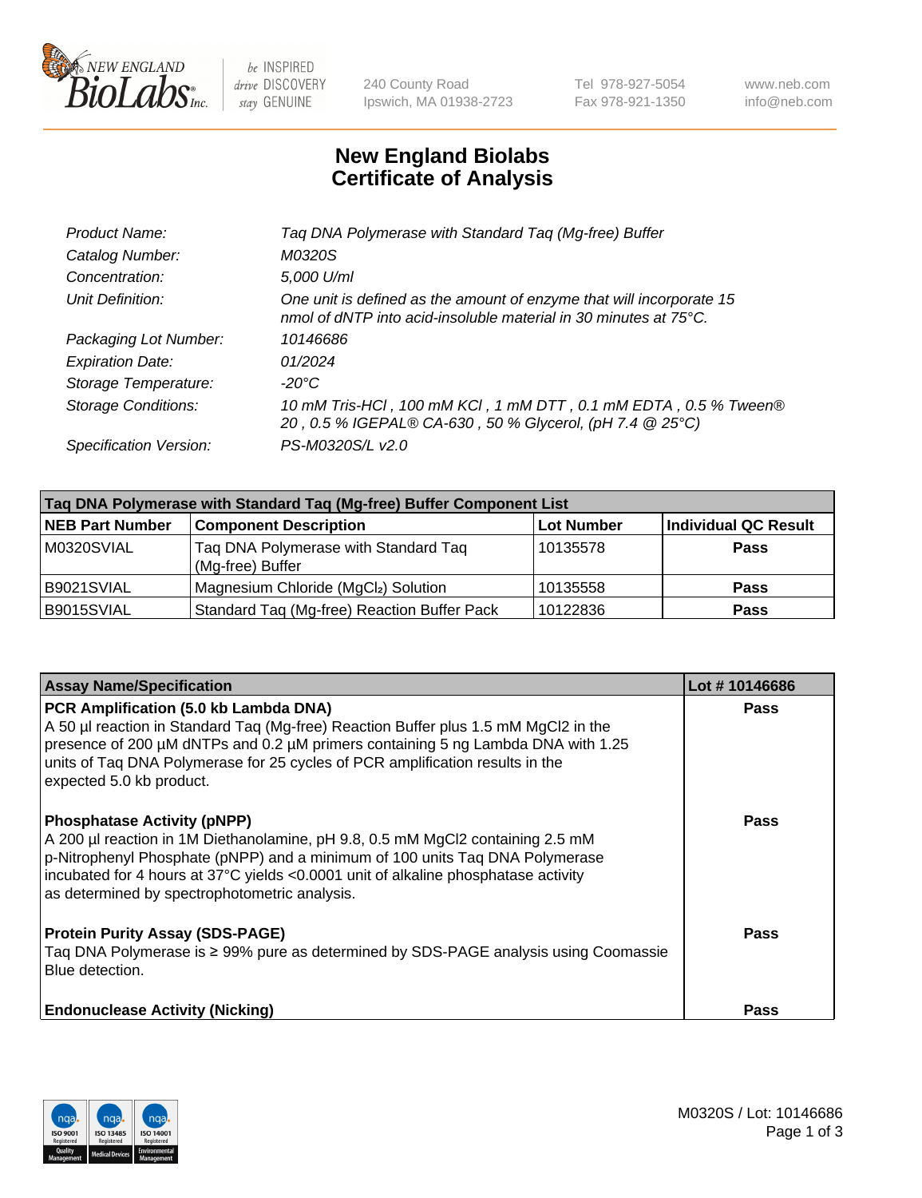NEW ENGLAND BioLabs Inc. — be INSPIRED drive DISCOVERY stay GENUINE

240 County Road
Ipswich, MA 01938-2723

Tel 978-927-5054
Fax 978-921-1350

www.neb.com
info@neb.com

# New England Biolabs
# Certificate of Analysis

| | |
|---|---|
| *Product Name:* | *Taq DNA Polymerase with Standard Taq (Mg-free) Buffer* |
| *Catalog Number:* | *M0320S* |
| *Concentration:* | *5,000 U/ml* |
| *Unit Definition:* | *One unit is defined as the amount of enzyme that will incorporate 15 nmol of dNTP into acid-insoluble material in 30 minutes at 75°C.* |
| *Packaging Lot Number:* | *10146686* |
| *Expiration Date:* | *01/2024* |
| *Storage Temperature:* | *-20°C* |
| *Storage Conditions:* | *10 mM Tris-HCl , 100 mM KCl , 1 mM DTT , 0.1 mM EDTA , 0.5 % Tween® 20 , 0.5 % IGEPAL® CA-630 , 50 % Glycerol, (pH 7.4 @ 25°C)* |
| *Specification Version:* | *PS-M0320S/L v2.0* |

| Taq DNA Polymerase with Standard Taq (Mg-free) Buffer Component List | | | |
|---|---|---|---|
| **NEB Part Number** | **Component Description** | **Lot Number** | **Individual QC Result** |
| M0320SVIAL | Taq DNA Polymerase with Standard Taq (Mg-free) Buffer | 10135578 | **Pass** |
| B9021SVIAL | Magnesium Chloride ($MgCl_2$) Solution | 10135558 | **Pass** |
| B9015SVIAL | Standard Taq (Mg-free) Reaction Buffer Pack | 10122836 | **Pass** |

| Assay Name/Specification | Lot # 10146686 |
|---|---|
| **PCR Amplification (5.0 kb Lambda DNA)**<br>A 50 µl reaction in Standard Taq (Mg-free) Reaction Buffer plus 1.5 mM MgCl2 in the presence of 200 µM dNTPs and 0.2 µM primers containing 5 ng Lambda DNA with 1.25 units of Taq DNA Polymerase for 25 cycles of PCR amplification results in the expected 5.0 kb product. | **Pass** |
| **Phosphatase Activity (pNPP)**<br>A 200 µl reaction in 1M Diethanolamine, pH 9.8, 0.5 mM MgCl2 containing 2.5 mM p-Nitrophenyl Phosphate (pNPP) and a minimum of 100 units Taq DNA Polymerase incubated for 4 hours at 37°C yields <0.0001 unit of alkaline phosphatase activity as determined by spectrophotometric analysis. | **Pass** |
| **Protein Purity Assay (SDS-PAGE)**<br>Taq DNA Polymerase is ≥ 99% pure as determined by SDS-PAGE analysis using Coomassie Blue detection. | **Pass** |
| **Endonuclease Activity (Nicking)** | **Pass** |

M0320S / Lot: 10146686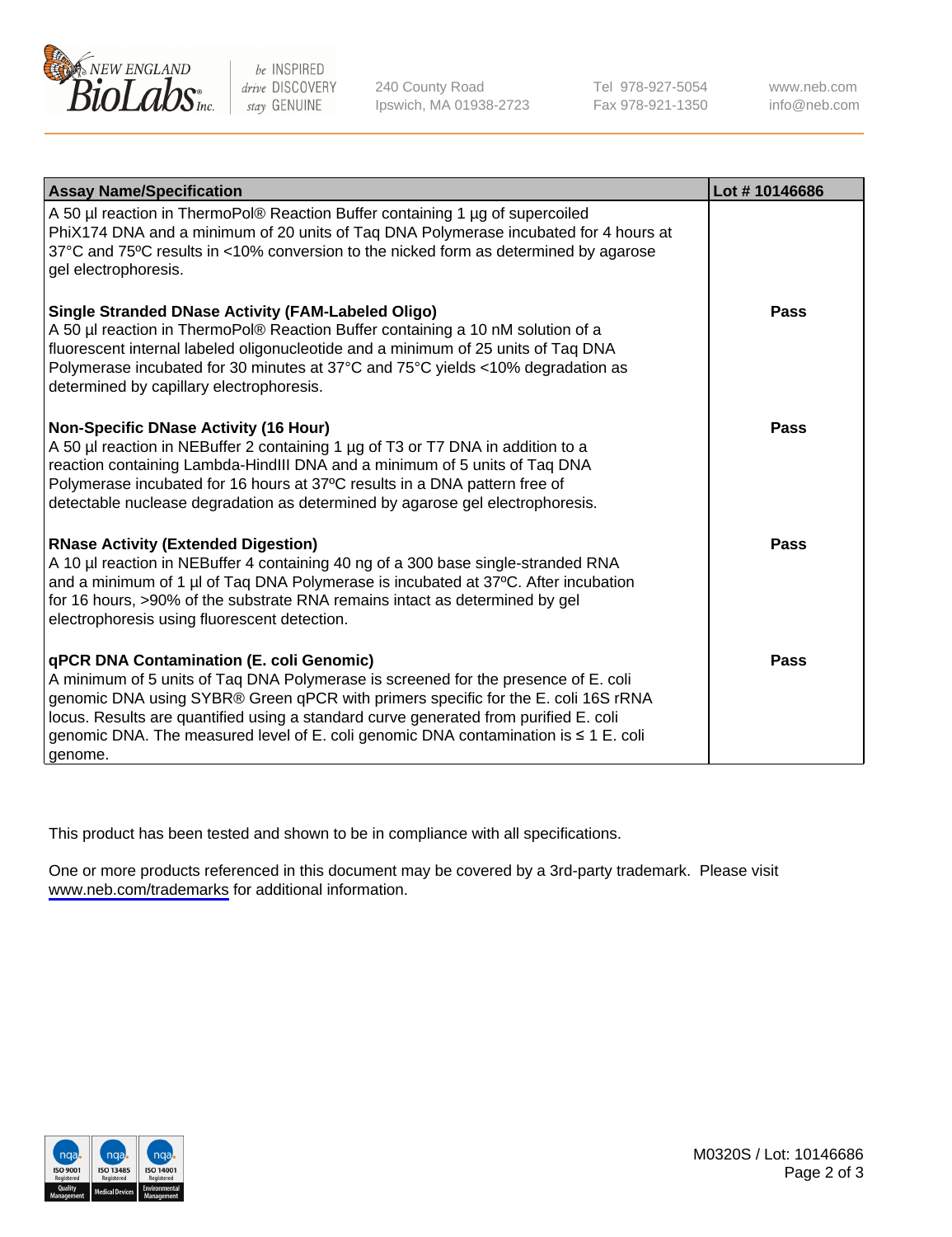| Assay Name/Specification | Lot # 10146686 |
|---|---|
| A 50 µl reaction in ThermoPol® Reaction Buffer containing 1 µg of supercoiled PhiX174 DNA and a minimum of 20 units of Taq DNA Polymerase incubated for 4 hours at 37°C and 75ºC results in <10% conversion to the nicked form as determined by agarose gel electrophoresis. | |
| **Single Stranded DNase Activity (FAM-Labeled Oligo)**<br>A 50 µl reaction in ThermoPol® Reaction Buffer containing a 10 nM solution of a fluorescent internal labeled oligonucleotide and a minimum of 25 units of Taq DNA Polymerase incubated for 30 minutes at 37°C and 75°C yields <10% degradation as determined by capillary electrophoresis. | **Pass** |
| **Non-Specific DNase Activity (16 Hour)**<br>A 50 µl reaction in NEBuffer 2 containing 1 µg of T3 or T7 DNA in addition to a reaction containing Lambda-HindIII DNA and a minimum of 5 units of Taq DNA Polymerase incubated for 16 hours at 37ºC results in a DNA pattern free of detectable nuclease degradation as determined by agarose gel electrophoresis. | **Pass** |
| **RNase Activity (Extended Digestion)**<br>A 10 µl reaction in NEBuffer 4 containing 40 ng of a 300 base single-stranded RNA and a minimum of 1 µl of Taq DNA Polymerase is incubated at 37ºC. After incubation for 16 hours, >90% of the substrate RNA remains intact as determined by gel electrophoresis using fluorescent detection. | **Pass** |
| **qPCR DNA Contamination (E. coli Genomic)**<br>A minimum of 5 units of Taq DNA Polymerase is screened for the presence of E. coli genomic DNA using SYBR® Green qPCR with primers specific for the E. coli 16S rRNA locus. Results are quantified using a standard curve generated from purified E. coli genomic DNA. The measured level of E. coli genomic DNA contamination is ≤ 1 E. coli genome. | **Pass** |

This product has been tested and shown to be in compliance with all specifications.

One or more products referenced in this document may be covered by a 3rd-party trademark. Please visit www.neb.com/trademarks for additional information.

M0320S / Lot: 10146686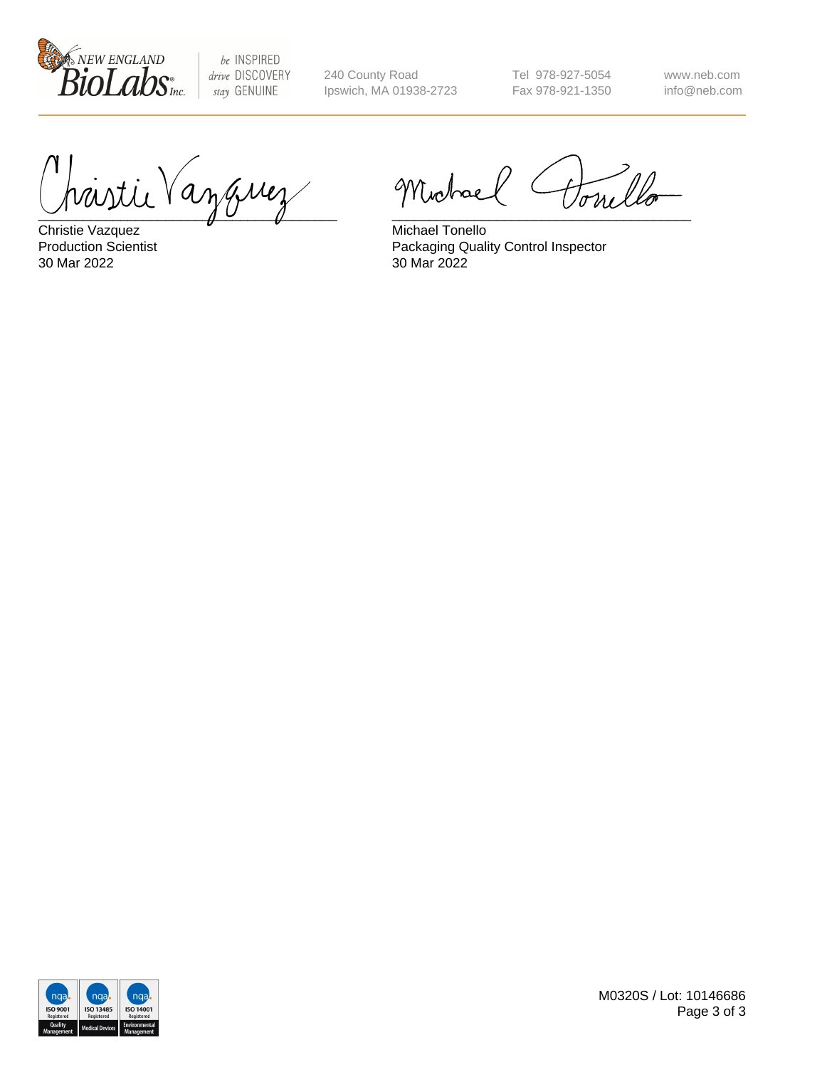Christie Vazquez
Production Scientist
30 Mar 2022

Michael Tonello
Packaging Quality Control Inspector
30 Mar 2022

M0320S / Lot: 10146686